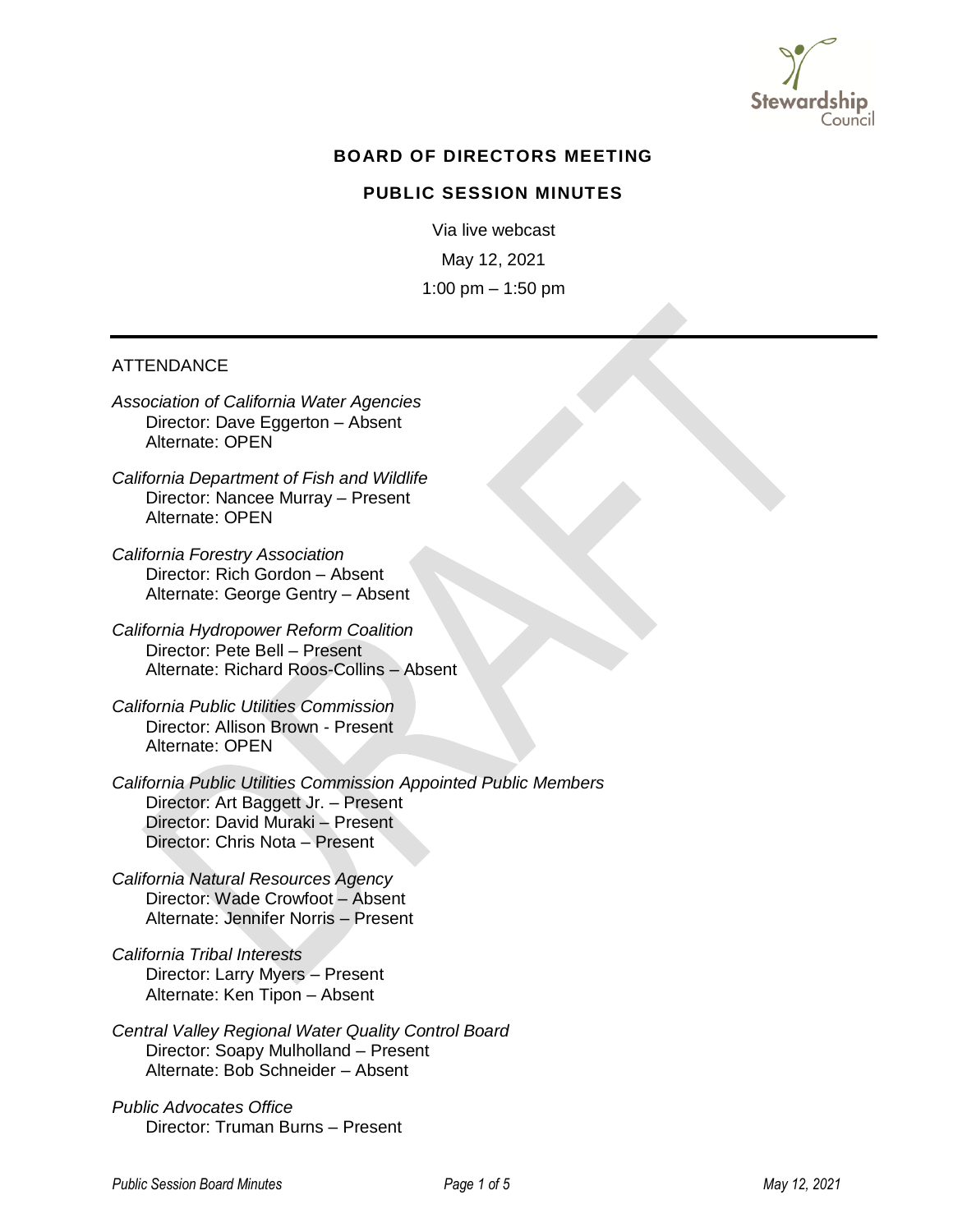## BOARD OF DIRECTORS MEETING

### PUBLIC SESSION MINUTES

Via live webcast

May 12, 2021

1:00 pm – 1:50 pm

---

ATTENDANCE

*Association of California Water Agencies*
Director: Dave Eggerton – Absent
Alternate: OPEN

*California Department of Fish and Wildlife*
Director: Nancee Murray – Present
Alternate: OPEN

*California Forestry Association*
Director: Rich Gordon – Absent
Alternate: George Gentry – Absent

*California Hydropower Reform Coalition*
Director: Pete Bell – Present
Alternate: Richard Roos-Collins – Absent

*California Public Utilities Commission*
Director: Allison Brown - Present
Alternate: OPEN

*California Public Utilities Commission Appointed Public Members*
Director: Art Baggett Jr. – Present
Director: David Muraki – Present
Director: Chris Nota – Present

*California Natural Resources Agency*
Director: Wade Crowfoot – Absent
Alternate: Jennifer Norris – Present

*California Tribal Interests*
Director: Larry Myers – Present
Alternate: Ken Tipon – Absent

*Central Valley Regional Water Quality Control Board*
Director: Soapy Mulholland – Present
Alternate: Bob Schneider – Absent

*Public Advocates Office*
Director: Truman Burns – Present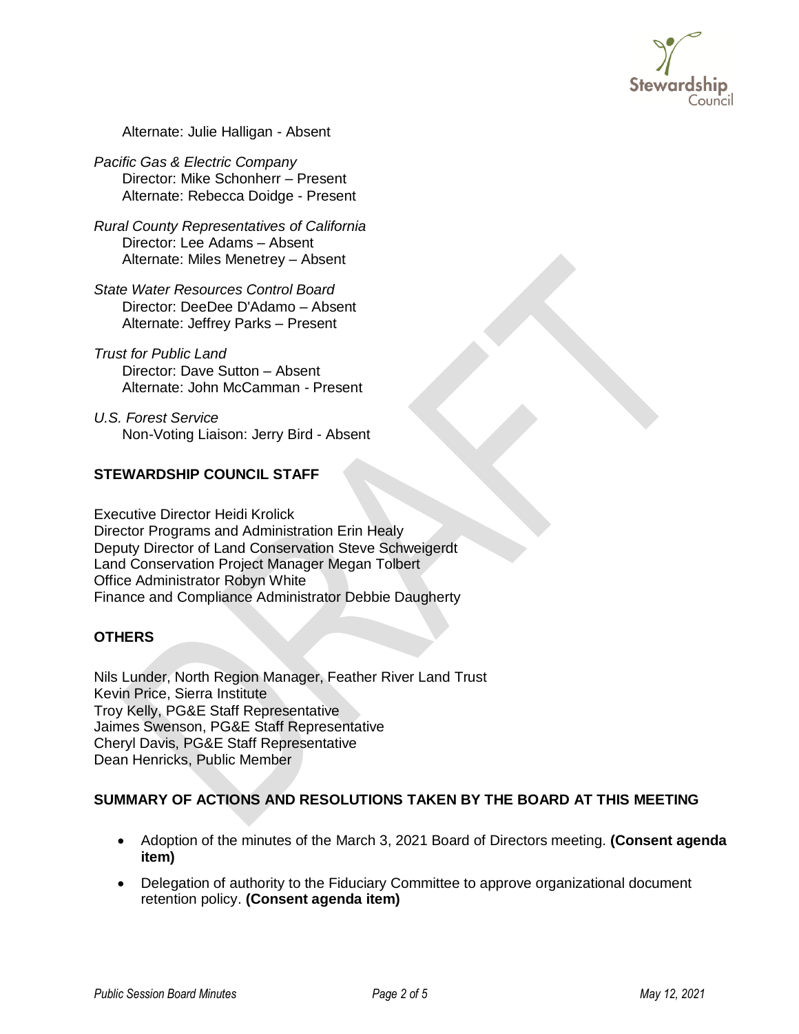Alternate: Julie Halligan - Absent

*Pacific Gas & Electric Company*
Director: Mike Schonherr – Present
Alternate: Rebecca Doidge - Present

*Rural County Representatives of California*
Director: Lee Adams – Absent
Alternate: Miles Menetrey – Absent

*State Water Resources Control Board*
Director: DeeDee D'Adamo – Absent
Alternate: Jeffrey Parks – Present

*Trust for Public Land*
Director: Dave Sutton – Absent
Alternate: John McCamman - Present

*U.S. Forest Service*
Non-Voting Liaison: Jerry Bird - Absent

## STEWARDSHIP COUNCIL STAFF

Executive Director Heidi Krolick
Director Programs and Administration Erin Healy
Deputy Director of Land Conservation Steve Schweigerdt
Land Conservation Project Manager Megan Tolbert
Office Administrator Robyn White
Finance and Compliance Administrator Debbie Daugherty

## OTHERS

Nils Lunder, North Region Manager, Feather River Land Trust
Kevin Price, Sierra Institute
Troy Kelly, PG&E Staff Representative
Jaimes Swenson, PG&E Staff Representative
Cheryl Davis, PG&E Staff Representative
Dean Henricks, Public Member

## SUMMARY OF ACTIONS AND RESOLUTIONS TAKEN BY THE BOARD AT THIS MEETING

- Adoption of the minutes of the March 3, 2021 Board of Directors meeting. **(Consent agenda item)**
- Delegation of authority to the Fiduciary Committee to approve organizational document retention policy. **(Consent agenda item)**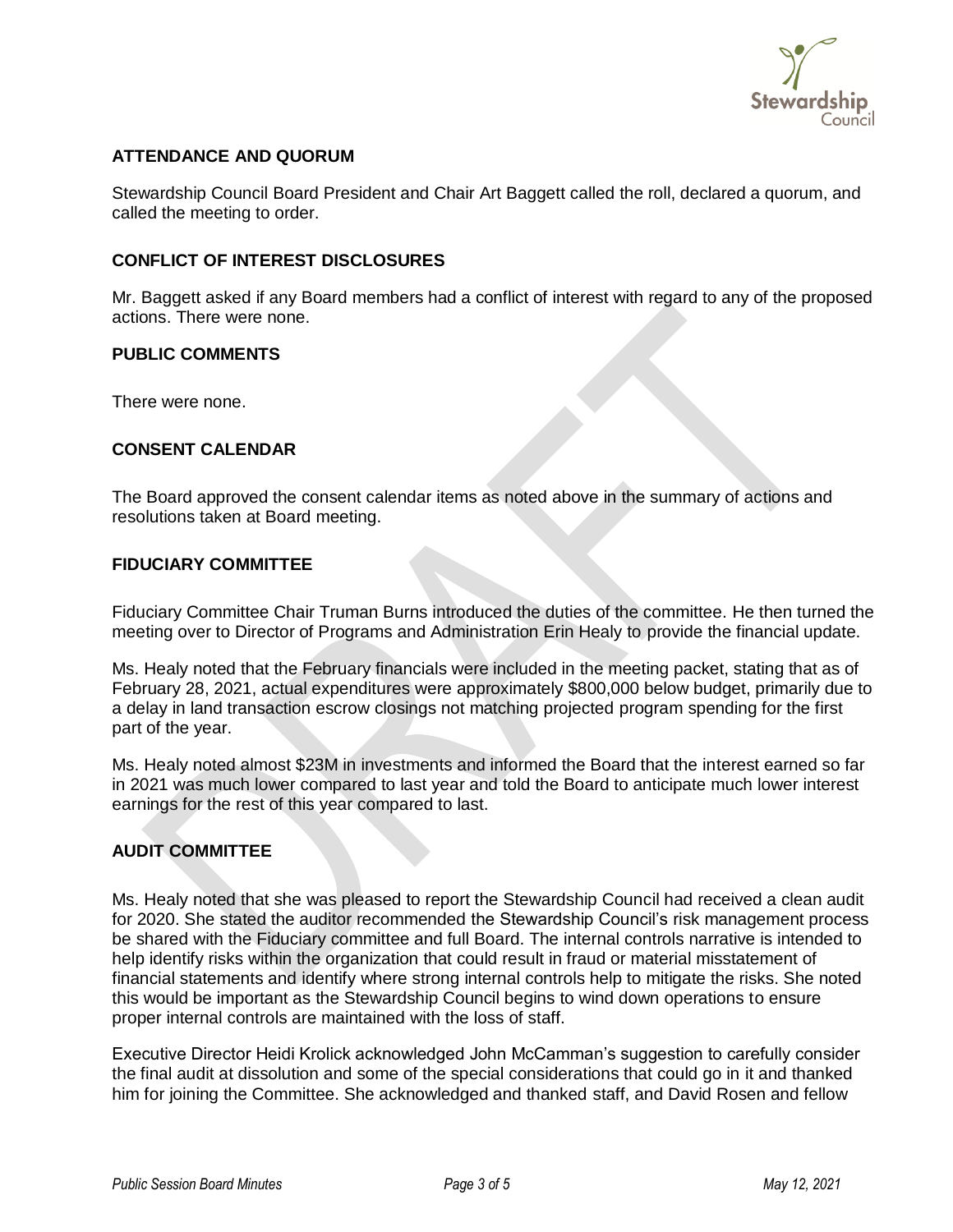## ATTENDANCE AND QUORUM

Stewardship Council Board President and Chair Art Baggett called the roll, declared a quorum, and called the meeting to order.

## CONFLICT OF INTEREST DISCLOSURES

Mr. Baggett asked if any Board members had a conflict of interest with regard to any of the proposed actions. There were none.

## PUBLIC COMMENTS

There were none.

## CONSENT CALENDAR

The Board approved the consent calendar items as noted above in the summary of actions and resolutions taken at Board meeting.

## FIDUCIARY COMMITTEE

Fiduciary Committee Chair Truman Burns introduced the duties of the committee. He then turned the meeting over to Director of Programs and Administration Erin Healy to provide the financial update.

Ms. Healy noted that the February financials were included in the meeting packet, stating that as of February 28, 2021, actual expenditures were approximately $800,000 below budget, primarily due to a delay in land transaction escrow closings not matching projected program spending for the first part of the year.

Ms. Healy noted almost $23M in investments and informed the Board that the interest earned so far in 2021 was much lower compared to last year and told the Board to anticipate much lower interest earnings for the rest of this year compared to last.

## AUDIT COMMITTEE

Ms. Healy noted that she was pleased to report the Stewardship Council had received a clean audit for 2020. She stated the auditor recommended the Stewardship Council's risk management process be shared with the Fiduciary committee and full Board. The internal controls narrative is intended to help identify risks within the organization that could result in fraud or material misstatement of financial statements and identify where strong internal controls help to mitigate the risks. She noted this would be important as the Stewardship Council begins to wind down operations to ensure proper internal controls are maintained with the loss of staff.

Executive Director Heidi Krolick acknowledged John McCamman's suggestion to carefully consider the final audit at dissolution and some of the special considerations that could go in it and thanked him for joining the Committee. She acknowledged and thanked staff, and David Rosen and fellow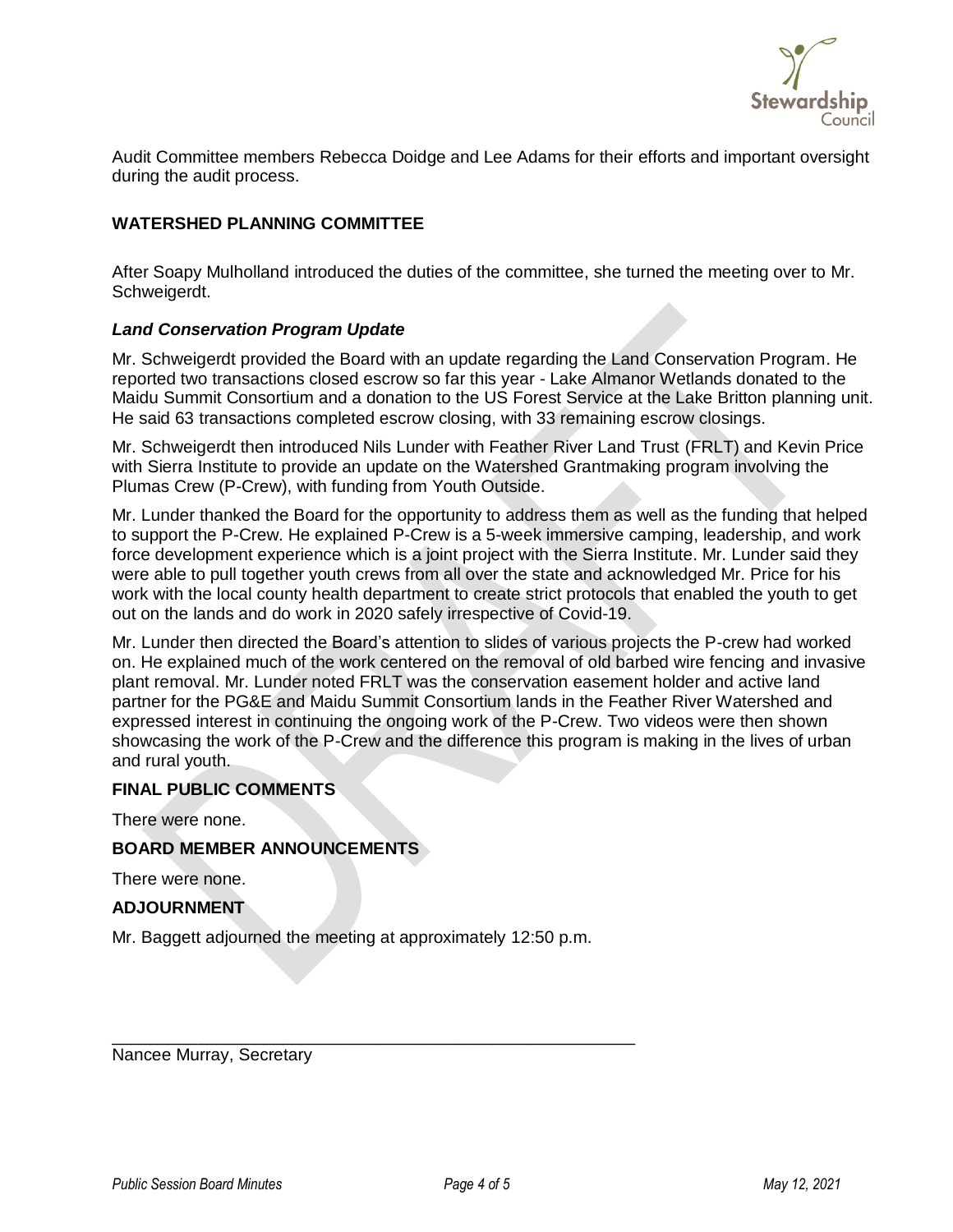Audit Committee members Rebecca Doidge and Lee Adams for their efforts and important oversight during the audit process.

## WATERSHED PLANNING COMMITTEE

After Soapy Mulholland introduced the duties of the committee, she turned the meeting over to Mr. Schweigerdt.

### *Land Conservation Program Update*

Mr. Schweigerdt provided the Board with an update regarding the Land Conservation Program. He reported two transactions closed escrow so far this year - Lake Almanor Wetlands donated to the Maidu Summit Consortium and a donation to the US Forest Service at the Lake Britton planning unit. He said 63 transactions completed escrow closing, with 33 remaining escrow closings.

Mr. Schweigerdt then introduced Nils Lunder with Feather River Land Trust (FRLT) and Kevin Price with Sierra Institute to provide an update on the Watershed Grantmaking program involving the Plumas Crew (P-Crew), with funding from Youth Outside.

Mr. Lunder thanked the Board for the opportunity to address them as well as the funding that helped to support the P-Crew. He explained P-Crew is a 5-week immersive camping, leadership, and work force development experience which is a joint project with the Sierra Institute. Mr. Lunder said they were able to pull together youth crews from all over the state and acknowledged Mr. Price for his work with the local county health department to create strict protocols that enabled the youth to get out on the lands and do work in 2020 safely irrespective of Covid-19.

Mr. Lunder then directed the Board's attention to slides of various projects the P-crew had worked on. He explained much of the work centered on the removal of old barbed wire fencing and invasive plant removal. Mr. Lunder noted FRLT was the conservation easement holder and active land partner for the PG&E and Maidu Summit Consortium lands in the Feather River Watershed and expressed interest in continuing the ongoing work of the P-Crew. Two videos were then shown showcasing the work of the P-Crew and the difference this program is making in the lives of urban and rural youth.

## FINAL PUBLIC COMMENTS

There were none.

## BOARD MEMBER ANNOUNCEMENTS

There were none.

## ADJOURNMENT

Mr. Baggett adjourned the meeting at approximately 12:50 p.m.

\_\_\_\_\_\_\_\_\_\_\_\_\_\_\_\_\_\_\_\_\_\_\_\_\_\_\_\_\_\_\_\_\_\_\_\_\_\_\_\_\_\_\_\_\_\_\_\_\_\_\_\_

Nancee Murray, Secretary